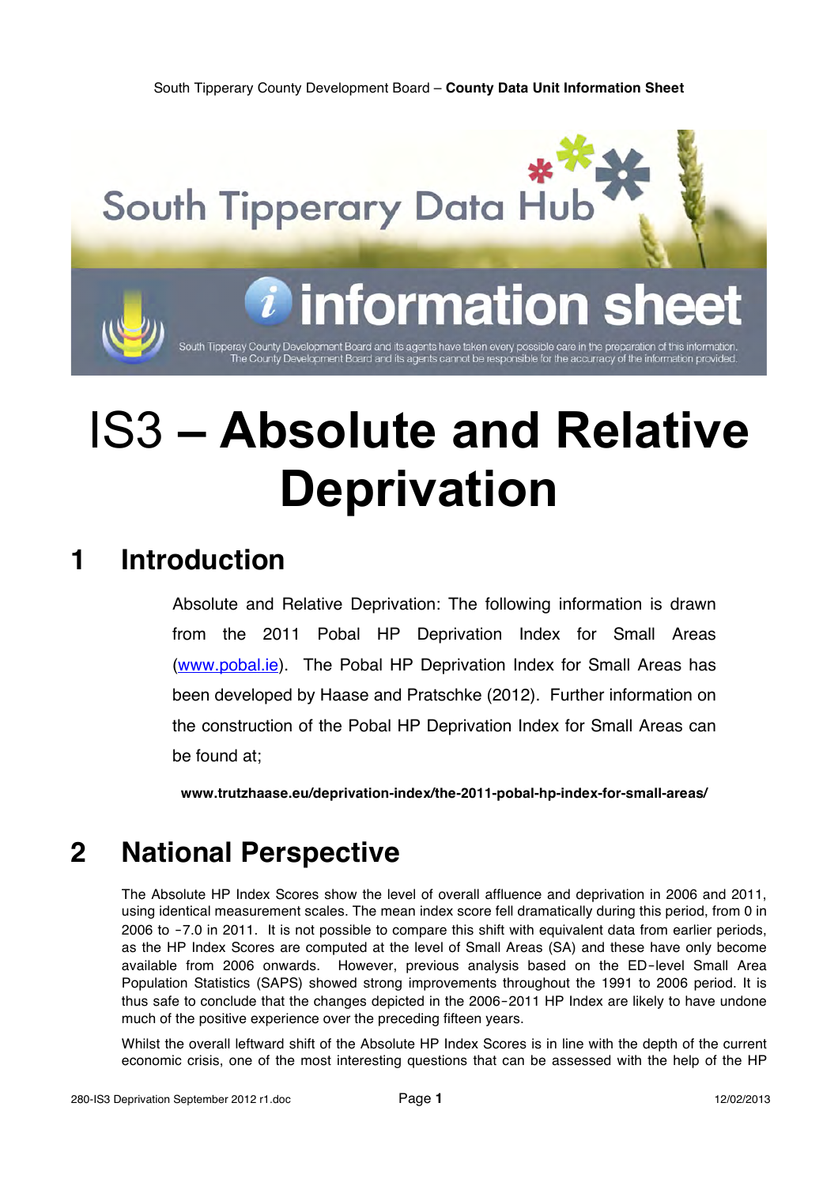# IS3 – Absolute and Relative Deprivation

## 1 Introduction

Absolute and Relative Deprivation: The following information is drawn from the 2011 Pobal HP Deprivation Index for Small Areas (www.pobal.ie). The Pobal HP Deprivation Index for Small Areas has been developed by Haase and Pratschke (2012). Further information on the construction of the Pobal HP Deprivation Index for Small Areas can be found at;

**www.trutzhaase.eu/deprivation-index/the-2011-pobal-hp-index-for-small-areas/**

## 2 National Perspective

The Absolute HP Index Scores show the level of overall affluence and deprivation in 2006 and 2011, using identical measurement scales. The mean index score fell dramatically during this period, from 0 in 2006 to -7.0 in 2011. It is not possible to compare this shift with equivalent data from earlier periods, as the HP Index Scores are computed at the level of Small Areas (SA) and these have only become available from 2006 onwards. However, previous analysis based on the ED-level Small Area Population Statistics (SAPS) showed strong improvements throughout the 1991 to 2006 period. It is thus safe to conclude that the changes depicted in the 2006-2011 HP Index are likely to have undone much of the positive experience over the preceding fifteen years.

Whilst the overall leftward shift of the Absolute HP Index Scores is in line with the depth of the current economic crisis, one of the most interesting questions that can be assessed with the help of the HP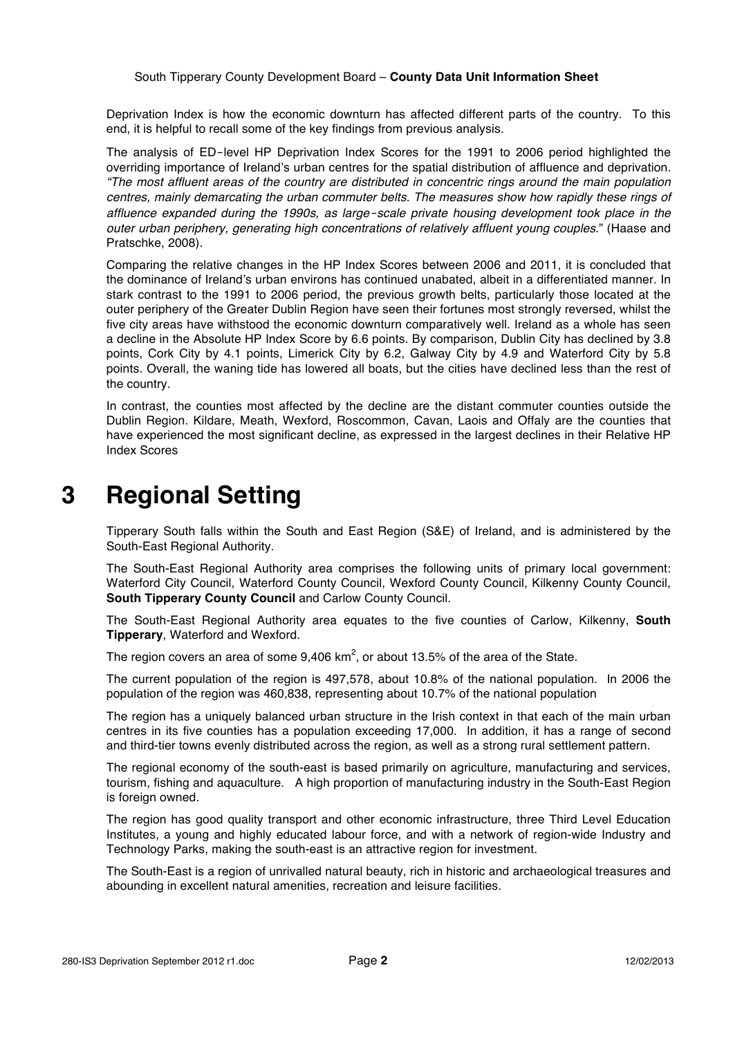Deprivation Index is how the economic downturn has affected different parts of the country. To this end, it is helpful to recall some of the key findings from previous analysis.

The analysis of ED-level HP Deprivation Index Scores for the 1991 to 2006 period highlighted the overriding importance of Ireland's urban centres for the spatial distribution of affluence and deprivation. *"The most affluent areas of the country are distributed in concentric rings around the main population centres, mainly demarcating the urban commuter belts. The measures show how rapidly these rings of affluence expanded during the 1990s, as large-scale private housing development took place in the outer urban periphery, generating high concentrations of relatively affluent young couples.*" (Haase and Pratschke, 2008).

Comparing the relative changes in the HP Index Scores between 2006 and 2011, it is concluded that the dominance of Ireland's urban environs has continued unabated, albeit in a differentiated manner. In stark contrast to the 1991 to 2006 period, the previous growth belts, particularly those located at the outer periphery of the Greater Dublin Region have seen their fortunes most strongly reversed, whilst the five city areas have withstood the economic downturn comparatively well. Ireland as a whole has seen a decline in the Absolute HP Index Score by 6.6 points. By comparison, Dublin City has declined by 3.8 points, Cork City by 4.1 points, Limerick City by 6.2, Galway City by 4.9 and Waterford City by 5.8 points. Overall, the waning tide has lowered all boats, but the cities have declined less than the rest of the country.

In contrast, the counties most affected by the decline are the distant commuter counties outside the Dublin Region. Kildare, Meath, Wexford, Roscommon, Cavan, Laois and Offaly are the counties that have experienced the most significant decline, as expressed in the largest declines in their Relative HP Index Scores

# 3 Regional Setting

Tipperary South falls within the South and East Region (S&E) of Ireland, and is administered by the South-East Regional Authority.

The South-East Regional Authority area comprises the following units of primary local government: Waterford City Council, Waterford County Council, Wexford County Council, Kilkenny County Council, **South Tipperary County Council** and Carlow County Council.

The South-East Regional Authority area equates to the five counties of Carlow, Kilkenny, **South Tipperary**, Waterford and Wexford.

The region covers an area of some 9,406 km$^2$, or about 13.5% of the area of the State.

The current population of the region is 497,578, about 10.8% of the national population. In 2006 the population of the region was 460,838, representing about 10.7% of the national population

The region has a uniquely balanced urban structure in the Irish context in that each of the main urban centres in its five counties has a population exceeding 17,000. In addition, it has a range of second and third-tier towns evenly distributed across the region, as well as a strong rural settlement pattern.

The regional economy of the south-east is based primarily on agriculture, manufacturing and services, tourism, fishing and aquaculture. A high proportion of manufacturing industry in the South-East Region is foreign owned.

The region has good quality transport and other economic infrastructure, three Third Level Education Institutes, a young and highly educated labour force, and with a network of region-wide Industry and Technology Parks, making the south-east is an attractive region for investment.

The South-East is a region of unrivalled natural beauty, rich in historic and archaeological treasures and abounding in excellent natural amenities, recreation and leisure facilities.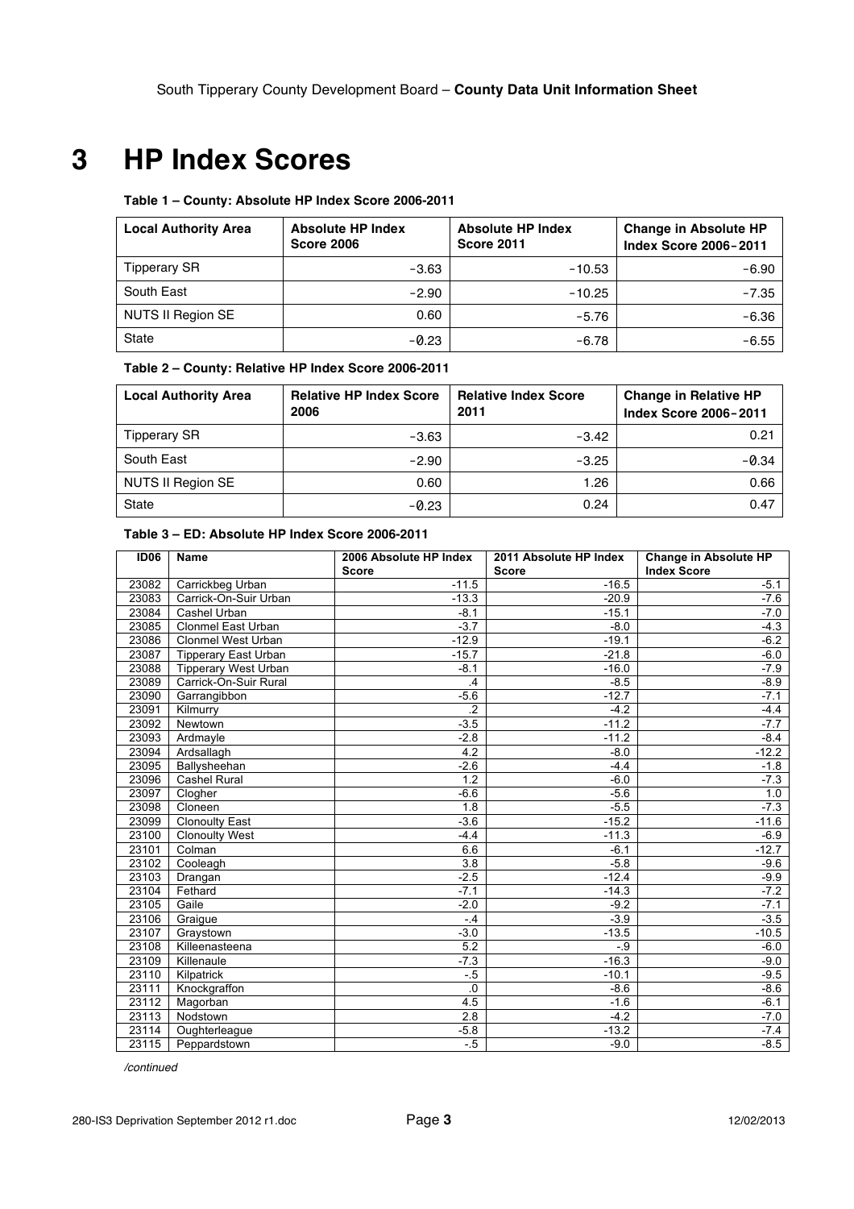# 3 HP Index Scores

**Table 1 – County: Absolute HP Index Score 2006-2011**

| Local Authority Area | Absolute HP Index Score 2006 | Absolute HP Index Score 2011 | Change in Absolute HP Index Score 2006-2011 |
|---|---|---|---|
| Tipperary SR | -3.63 | -10.53 | -6.90 |
| South East | -2.90 | -10.25 | -7.35 |
| NUTS II Region SE | 0.60 | -5.76 | -6.36 |
| State | -0.23 | -6.78 | -6.55 |

**Table 2 – County: Relative HP Index Score 2006-2011**

| Local Authority Area | Relative HP Index Score 2006 | Relative Index Score 2011 | Change in Relative HP Index Score 2006-2011 |
|---|---|---|---|
| Tipperary SR | -3.63 | -3.42 | 0.21 |
| South East | -2.90 | -3.25 | -0.34 |
| NUTS II Region SE | 0.60 | 1.26 | 0.66 |
| State | -0.23 | 0.24 | 0.47 |

**Table 3 – ED: Absolute HP Index Score 2006-2011**

| ID06 | Name | 2006 Absolute HP Index Score | 2011 Absolute HP Index Score | Change in Absolute HP Index Score |
|---|---|---|---|---|
| 23082 | Carrickbeg Urban | -11.5 | -16.5 | -5.1 |
| 23083 | Carrick-On-Suir Urban | -13.3 | -20.9 | -7.6 |
| 23084 | Cashel Urban | -8.1 | -15.1 | -7.0 |
| 23085 | Clonmel East Urban | -3.7 | -8.0 | -4.3 |
| 23086 | Clonmel West Urban | -12.9 | -19.1 | -6.2 |
| 23087 | Tipperary East Urban | -15.7 | -21.8 | -6.0 |
| 23088 | Tipperary West Urban | -8.1 | -16.0 | -7.9 |
| 23089 | Carrick-On-Suir Rural | .4 | -8.5 | -8.9 |
| 23090 | Garrangibbon | -5.6 | -12.7 | -7.1 |
| 23091 | Kilmurry | .2 | -4.2 | -4.4 |
| 23092 | Newtown | -3.5 | -11.2 | -7.7 |
| 23093 | Ardmayle | -2.8 | -11.2 | -8.4 |
| 23094 | Ardsallagh | 4.2 | -8.0 | -12.2 |
| 23095 | Ballysheehan | -2.6 | -4.4 | -1.8 |
| 23096 | Cashel Rural | 1.2 | -6.0 | -7.3 |
| 23097 | Clogher | -6.6 | -5.6 | 1.0 |
| 23098 | Cloneen | 1.8 | -5.5 | -7.3 |
| 23099 | Clonoulty East | -3.6 | -15.2 | -11.6 |
| 23100 | Clonoulty West | -4.4 | -11.3 | -6.9 |
| 23101 | Colman | 6.6 | -6.1 | -12.7 |
| 23102 | Cooleagh | 3.8 | -5.8 | -9.6 |
| 23103 | Drangan | -2.5 | -12.4 | -9.9 |
| 23104 | Fethard | -7.1 | -14.3 | -7.2 |
| 23105 | Gaile | -2.0 | -9.2 | -7.1 |
| 23106 | Graigue | -.4 | -3.9 | -3.5 |
| 23107 | Graystown | -3.0 | -13.5 | -10.5 |
| 23108 | Killeenasteena | 5.2 | -.9 | -6.0 |
| 23109 | Killenaule | -7.3 | -16.3 | -9.0 |
| 23110 | Kilpatrick | -.5 | -10.1 | -9.5 |
| 23111 | Knockgraffon | .0 | -8.6 | -8.6 |
| 23112 | Magorban | 4.5 | -1.6 | -6.1 |
| 23113 | Nodstown | 2.8 | -4.2 | -7.0 |
| 23114 | Oughterleague | -5.8 | -13.2 | -7.4 |
| 23115 | Peppardstown | -.5 | -9.0 | -8.5 |

*/continued*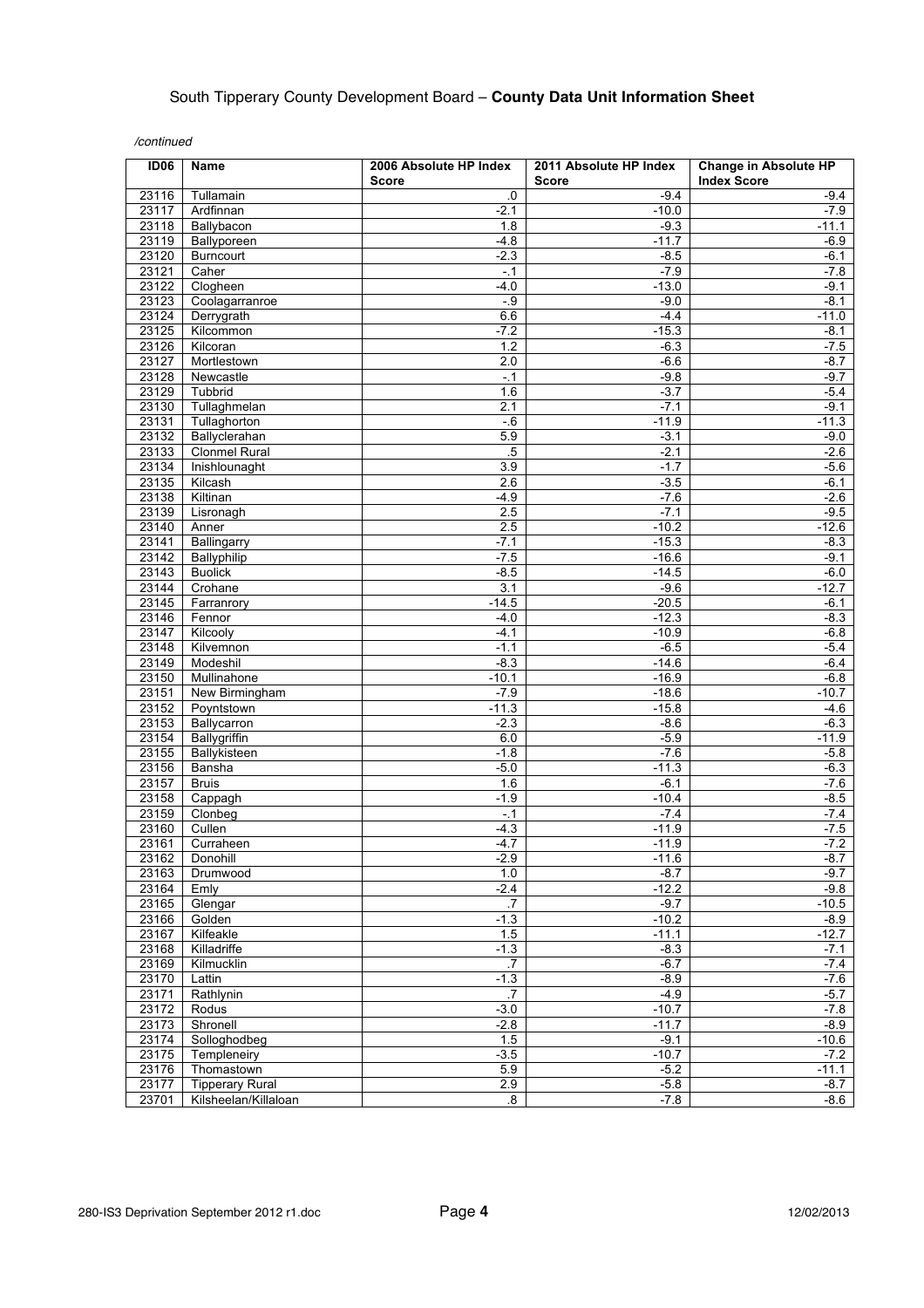*/continued*

| ID06 | Name | 2006 Absolute HP Index Score | 2011 Absolute HP Index Score | Change in Absolute HP Index Score |
|---|---|---|---|---|
| 23116 | Tullamain | .0 | -9.4 | -9.4 |
| 23117 | Ardfinnan | -2.1 | -10.0 | -7.9 |
| 23118 | Ballybacon | 1.8 | -9.3 | -11.1 |
| 23119 | Ballyporeen | -4.8 | -11.7 | -6.9 |
| 23120 | Burncourt | -2.3 | -8.5 | -6.1 |
| 23121 | Caher | -.1 | -7.9 | -7.8 |
| 23122 | Clogheen | -4.0 | -13.0 | -9.1 |
| 23123 | Coolagarranroe | -.9 | -9.0 | -8.1 |
| 23124 | Derrygrath | 6.6 | -4.4 | -11.0 |
| 23125 | Kilcommon | -7.2 | -15.3 | -8.1 |
| 23126 | Kilcoran | 1.2 | -6.3 | -7.5 |
| 23127 | Mortlestown | 2.0 | -6.6 | -8.7 |
| 23128 | Newcastle | -.1 | -9.8 | -9.7 |
| 23129 | Tubbrid | 1.6 | -3.7 | -5.4 |
| 23130 | Tullaghmelan | 2.1 | -7.1 | -9.1 |
| 23131 | Tullaghorton | -.6 | -11.9 | -11.3 |
| 23132 | Ballyclerahan | 5.9 | -3.1 | -9.0 |
| 23133 | Clonmel Rural | .5 | -2.1 | -2.6 |
| 23134 | Inishlounaght | 3.9 | -1.7 | -5.6 |
| 23135 | Kilcash | 2.6 | -3.5 | -6.1 |
| 23138 | Kiltinan | -4.9 | -7.6 | -2.6 |
| 23139 | Lisronagh | 2.5 | -7.1 | -9.5 |
| 23140 | Anner | 2.5 | -10.2 | -12.6 |
| 23141 | Ballingarry | -7.1 | -15.3 | -8.3 |
| 23142 | Ballyphilip | -7.5 | -16.6 | -9.1 |
| 23143 | Buolick | -8.5 | -14.5 | -6.0 |
| 23144 | Crohane | 3.1 | -9.6 | -12.7 |
| 23145 | Farranrory | -14.5 | -20.5 | -6.1 |
| 23146 | Fennor | -4.0 | -12.3 | -8.3 |
| 23147 | Kilcooly | -4.1 | -10.9 | -6.8 |
| 23148 | Kilvemnon | -1.1 | -6.5 | -5.4 |
| 23149 | Modeshil | -8.3 | -14.6 | -6.4 |
| 23150 | Mullinahone | -10.1 | -16.9 | -6.8 |
| 23151 | New Birmingham | -7.9 | -18.6 | -10.7 |
| 23152 | Poyntstown | -11.3 | -15.8 | -4.6 |
| 23153 | Ballycarron | -2.3 | -8.6 | -6.3 |
| 23154 | Ballygriffin | 6.0 | -5.9 | -11.9 |
| 23155 | Ballykisteen | -1.8 | -7.6 | -5.8 |
| 23156 | Bansha | -5.0 | -11.3 | -6.3 |
| 23157 | Bruis | 1.6 | -6.1 | -7.6 |
| 23158 | Cappagh | -1.9 | -10.4 | -8.5 |
| 23159 | Clonbeg | -.1 | -7.4 | -7.4 |
| 23160 | Cullen | -4.3 | -11.9 | -7.5 |
| 23161 | Curraheen | -4.7 | -11.9 | -7.2 |
| 23162 | Donohill | -2.9 | -11.6 | -8.7 |
| 23163 | Drumwood | 1.0 | -8.7 | -9.7 |
| 23164 | Emly | -2.4 | -12.2 | -9.8 |
| 23165 | Glengar | .7 | -9.7 | -10.5 |
| 23166 | Golden | -1.3 | -10.2 | -8.9 |
| 23167 | Kilfeakle | 1.5 | -11.1 | -12.7 |
| 23168 | Killadriffe | -1.3 | -8.3 | -7.1 |
| 23169 | Kilmucklin | .7 | -6.7 | -7.4 |
| 23170 | Lattin | -1.3 | -8.9 | -7.6 |
| 23171 | Rathlynin | .7 | -4.9 | -5.7 |
| 23172 | Rodus | -3.0 | -10.7 | -7.8 |
| 23173 | Shronell | -2.8 | -11.7 | -8.9 |
| 23174 | Solloghodbeg | 1.5 | -9.1 | -10.6 |
| 23175 | Templeneiry | -3.5 | -10.7 | -7.2 |
| 23176 | Thomastown | 5.9 | -5.2 | -11.1 |
| 23177 | Tipperary Rural | 2.9 | -5.8 | -8.7 |
| 23701 | Kilsheelan/Killaloan | .8 | -7.8 | -8.6 |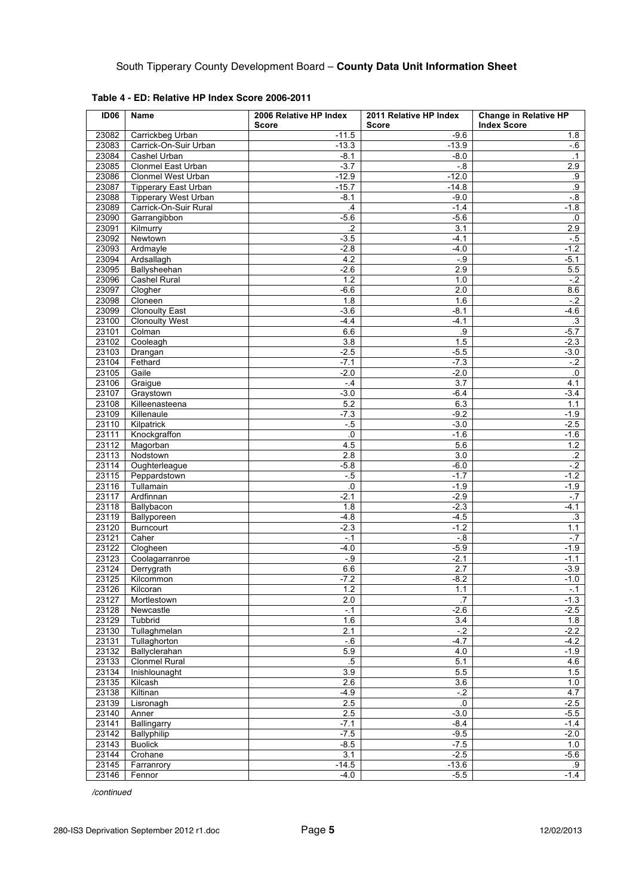**Table 4 - ED: Relative HP Index Score 2006-2011**

| ID06 | Name | 2006 Relative HP Index Score | 2011 Relative HP Index Score | Change in Relative HP Index Score |
|---|---|---|---|---|
| 23082 | Carrickbeg Urban | -11.5 | -9.6 | 1.8 |
| 23083 | Carrick-On-Suir Urban | -13.3 | -13.9 | -.6 |
| 23084 | Cashel Urban | -8.1 | -8.0 | .1 |
| 23085 | Clonmel East Urban | -3.7 | -.8 | 2.9 |
| 23086 | Clonmel West Urban | -12.9 | -12.0 | .9 |
| 23087 | Tipperary East Urban | -15.7 | -14.8 | .9 |
| 23088 | Tipperary West Urban | -8.1 | -9.0 | -.8 |
| 23089 | Carrick-On-Suir Rural | .4 | -1.4 | -1.8 |
| 23090 | Garrangibbon | -5.6 | -5.6 | .0 |
| 23091 | Kilmurry | .2 | 3.1 | 2.9 |
| 23092 | Newtown | -3.5 | -4.1 | -.5 |
| 23093 | Ardmayle | -2.8 | -4.0 | -1.2 |
| 23094 | Ardsallagh | 4.2 | -.9 | -5.1 |
| 23095 | Ballysheehan | -2.6 | 2.9 | 5.5 |
| 23096 | Cashel Rural | 1.2 | 1.0 | -.2 |
| 23097 | Clogher | -6.6 | 2.0 | 8.6 |
| 23098 | Cloneen | 1.8 | 1.6 | -.2 |
| 23099 | Clonoulty East | -3.6 | -8.1 | -4.6 |
| 23100 | Clonoulty West | -4.4 | -4.1 | .3 |
| 23101 | Colman | 6.6 | .9 | -5.7 |
| 23102 | Cooleagh | 3.8 | 1.5 | -2.3 |
| 23103 | Drangan | -2.5 | -5.5 | -3.0 |
| 23104 | Fethard | -7.1 | -7.3 | -.2 |
| 23105 | Gaile | -2.0 | -2.0 | .0 |
| 23106 | Graigue | -.4 | 3.7 | 4.1 |
| 23107 | Graystown | -3.0 | -6.4 | -3.4 |
| 23108 | Killeenasteena | 5.2 | 6.3 | 1.1 |
| 23109 | Killenaule | -7.3 | -9.2 | -1.9 |
| 23110 | Kilpatrick | -.5 | -3.0 | -2.5 |
| 23111 | Knockgraffon | .0 | -1.6 | -1.6 |
| 23112 | Magorban | 4.5 | 5.6 | 1.2 |
| 23113 | Nodstown | 2.8 | 3.0 | .2 |
| 23114 | Oughterleague | -5.8 | -6.0 | -.2 |
| 23115 | Peppardstown | -.5 | -1.7 | -1.2 |
| 23116 | Tullamain | .0 | -1.9 | -1.9 |
| 23117 | Ardfinnan | -2.1 | -2.9 | -.7 |
| 23118 | Ballybacon | 1.8 | -2.3 | -4.1 |
| 23119 | Ballyporeen | -4.8 | -4.5 | .3 |
| 23120 | Burncourt | -2.3 | -1.2 | 1.1 |
| 23121 | Caher | -.1 | -.8 | -.7 |
| 23122 | Clogheen | -4.0 | -5.9 | -1.9 |
| 23123 | Coolagarranroe | -.9 | -2.1 | -1.1 |
| 23124 | Derrygrath | 6.6 | 2.7 | -3.9 |
| 23125 | Kilcommon | -7.2 | -8.2 | -1.0 |
| 23126 | Kilcoran | 1.2 | 1.1 | -.1 |
| 23127 | Mortlestown | 2.0 | .7 | -1.3 |
| 23128 | Newcastle | -.1 | -2.6 | -2.5 |
| 23129 | Tubbrid | 1.6 | 3.4 | 1.8 |
| 23130 | Tullaghmelan | 2.1 | -.2 | -2.2 |
| 23131 | Tullaghorton | -.6 | -4.7 | -4.2 |
| 23132 | Ballyclerahan | 5.9 | 4.0 | -1.9 |
| 23133 | Clonmel Rural | .5 | 5.1 | 4.6 |
| 23134 | Inishlounaght | 3.9 | 5.5 | 1.5 |
| 23135 | Kilcash | 2.6 | 3.6 | 1.0 |
| 23138 | Kiltinan | -4.9 | -.2 | 4.7 |
| 23139 | Lisronagh | 2.5 | .0 | -2.5 |
| 23140 | Anner | 2.5 | -3.0 | -5.5 |
| 23141 | Ballingarry | -7.1 | -8.4 | -1.4 |
| 23142 | Ballyphilip | -7.5 | -9.5 | -2.0 |
| 23143 | Buolick | -8.5 | -7.5 | 1.0 |
| 23144 | Crohane | 3.1 | -2.5 | -5.6 |
| 23145 | Farranrory | -14.5 | -13.6 | .9 |
| 23146 | Fennor | -4.0 | -5.5 | -1.4 |

*/continued*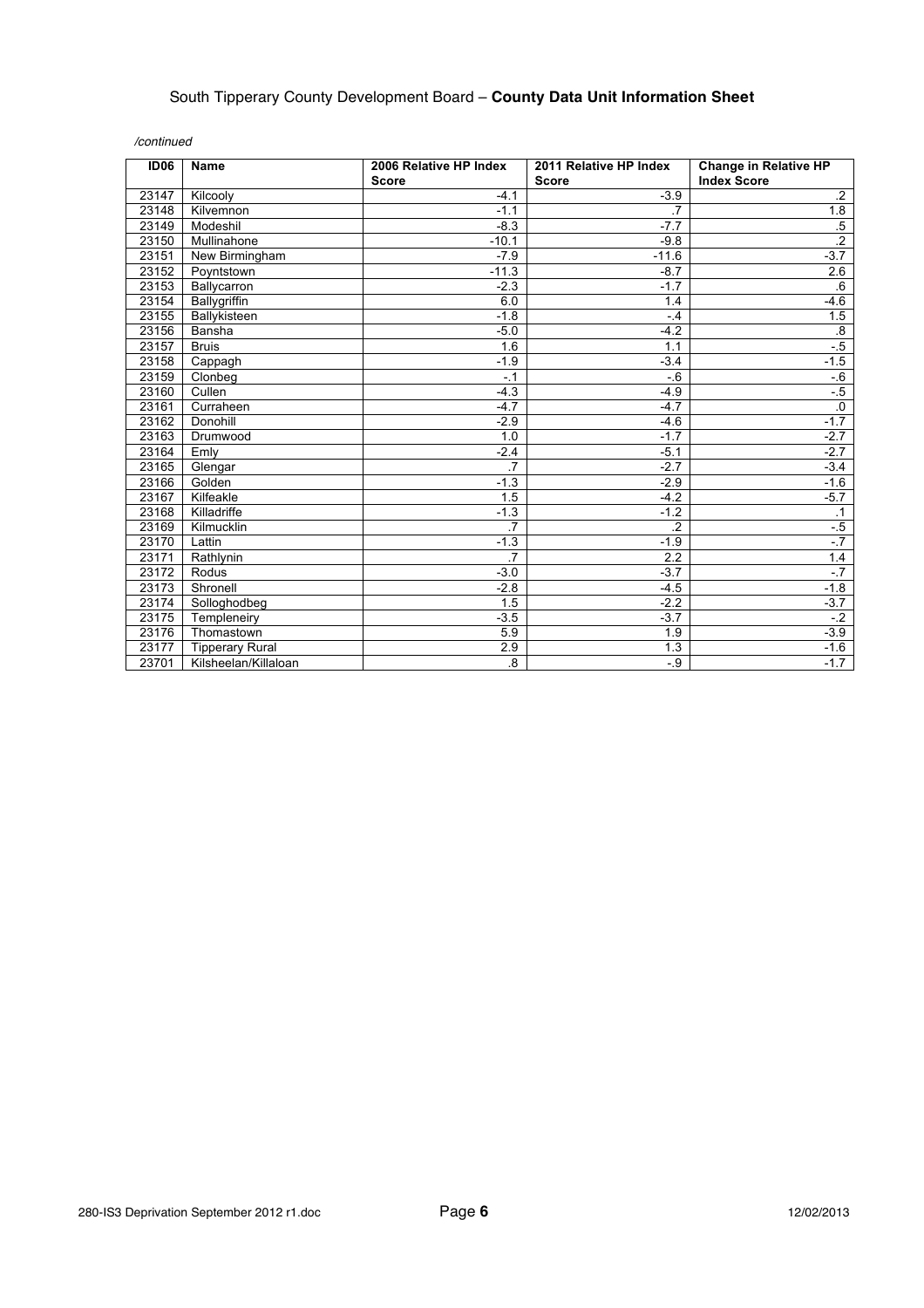*/continued*

| ID06 | Name | 2006 Relative HP Index Score | 2011 Relative HP Index Score | Change in Relative HP Index Score |
|---|---|---|---|---|
| 23147 | Kilcooly | -4.1 | -3.9 | .2 |
| 23148 | Kilvemnon | -1.1 | .7 | 1.8 |
| 23149 | Modeshil | -8.3 | -7.7 | .5 |
| 23150 | Mullinahone | -10.1 | -9.8 | .2 |
| 23151 | New Birmingham | -7.9 | -11.6 | -3.7 |
| 23152 | Poyntstown | -11.3 | -8.7 | 2.6 |
| 23153 | Ballycarron | -2.3 | -1.7 | .6 |
| 23154 | Ballygriffin | 6.0 | 1.4 | -4.6 |
| 23155 | Ballykisteen | -1.8 | -.4 | 1.5 |
| 23156 | Bansha | -5.0 | -4.2 | .8 |
| 23157 | Bruis | 1.6 | 1.1 | -.5 |
| 23158 | Cappagh | -1.9 | -3.4 | -1.5 |
| 23159 | Clonbeg | -.1 | -.6 | -.6 |
| 23160 | Cullen | -4.3 | -4.9 | -.5 |
| 23161 | Curraheen | -4.7 | -4.7 | .0 |
| 23162 | Donohill | -2.9 | -4.6 | -1.7 |
| 23163 | Drumwood | 1.0 | -1.7 | -2.7 |
| 23164 | Emly | -2.4 | -5.1 | -2.7 |
| 23165 | Glengar | .7 | -2.7 | -3.4 |
| 23166 | Golden | -1.3 | -2.9 | -1.6 |
| 23167 | Kilfeakle | 1.5 | -4.2 | -5.7 |
| 23168 | Killadriffe | -1.3 | -1.2 | .1 |
| 23169 | Kilmucklin | .7 | .2 | -.5 |
| 23170 | Lattin | -1.3 | -1.9 | -.7 |
| 23171 | Rathlynin | .7 | 2.2 | 1.4 |
| 23172 | Rodus | -3.0 | -3.7 | -.7 |
| 23173 | Shronell | -2.8 | -4.5 | -1.8 |
| 23174 | Solloghodbeg | 1.5 | -2.2 | -3.7 |
| 23175 | Templeneiry | -3.5 | -3.7 | -.2 |
| 23176 | Thomastown | 5.9 | 1.9 | -3.9 |
| 23177 | Tipperary Rural | 2.9 | 1.3 | -1.6 |
| 23701 | Kilsheelan/Killaloan | .8 | -.9 | -1.7 |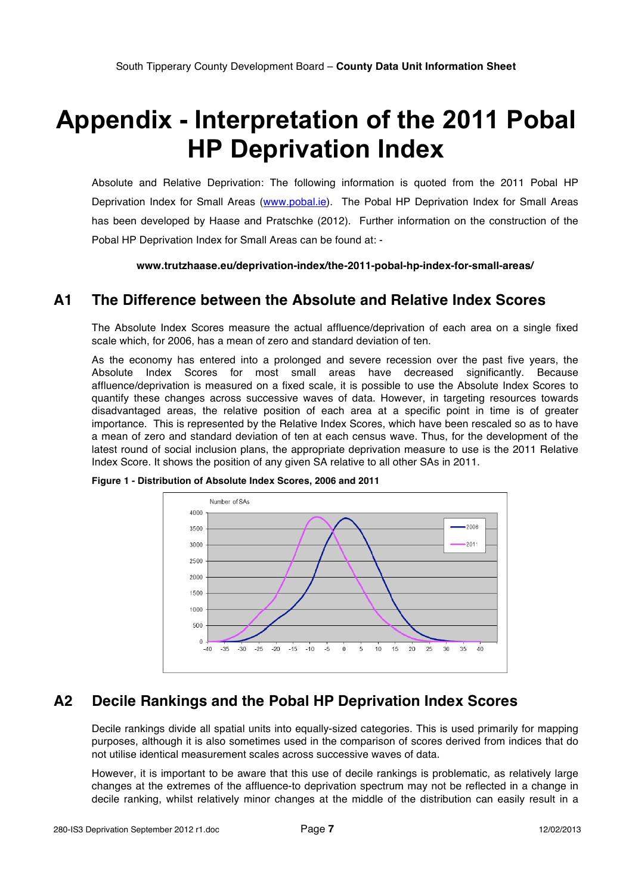# Appendix - Interpretation of the 2011 Pobal HP Deprivation Index

Absolute and Relative Deprivation: The following information is quoted from the 2011 Pobal HP Deprivation Index for Small Areas (www.pobal.ie). The Pobal HP Deprivation Index for Small Areas has been developed by Haase and Pratschke (2012). Further information on the construction of the Pobal HP Deprivation Index for Small Areas can be found at: -

**www.trutzhaase.eu/deprivation-index/the-2011-pobal-hp-index-for-small-areas/**

## A1 The Difference between the Absolute and Relative Index Scores

The Absolute Index Scores measure the actual affluence/deprivation of each area on a single fixed scale which, for 2006, has a mean of zero and standard deviation of ten.

As the economy has entered into a prolonged and severe recession over the past five years, the Absolute Index Scores for most small areas have decreased significantly. Because affluence/deprivation is measured on a fixed scale, it is possible to use the Absolute Index Scores to quantify these changes across successive waves of data. However, in targeting resources towards disadvantaged areas, the relative position of each area at a specific point in time is of greater importance. This is represented by the Relative Index Scores, which have been rescaled so as to have a mean of zero and standard deviation of ten at each census wave. Thus, for the development of the latest round of social inclusion plans, the appropriate deprivation measure to use is the 2011 Relative Index Score. It shows the position of any given SA relative to all other SAs in 2011.

**Figure 1 - Distribution of Absolute Index Scores, 2006 and 2011**

## A2 Decile Rankings and the Pobal HP Deprivation Index Scores

Decile rankings divide all spatial units into equally-sized categories. This is used primarily for mapping purposes, although it is also sometimes used in the comparison of scores derived from indices that do not utilise identical measurement scales across successive waves of data.

However, it is important to be aware that this use of decile rankings is problematic, as relatively large changes at the extremes of the affluence-to deprivation spectrum may not be reflected in a change in decile ranking, whilst relatively minor changes at the middle of the distribution can easily result in a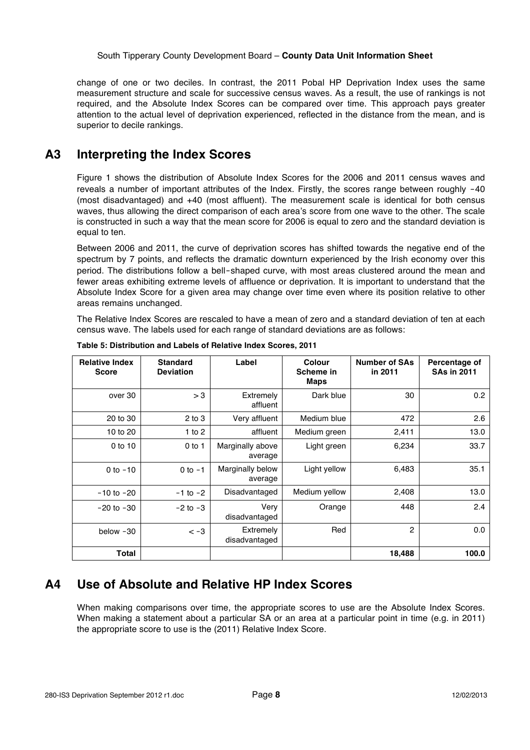change of one or two deciles. In contrast, the 2011 Pobal HP Deprivation Index uses the same measurement structure and scale for successive census waves. As a result, the use of rankings is not required, and the Absolute Index Scores can be compared over time. This approach pays greater attention to the actual level of deprivation experienced, reflected in the distance from the mean, and is superior to decile rankings.

## A3 Interpreting the Index Scores

Figure 1 shows the distribution of Absolute Index Scores for the 2006 and 2011 census waves and reveals a number of important attributes of the Index. Firstly, the scores range between roughly ‑40 (most disadvantaged) and +40 (most affluent). The measurement scale is identical for both census waves, thus allowing the direct comparison of each area's score from one wave to the other. The scale is constructed in such a way that the mean score for 2006 is equal to zero and the standard deviation is equal to ten.

Between 2006 and 2011, the curve of deprivation scores has shifted towards the negative end of the spectrum by 7 points, and reflects the dramatic downturn experienced by the Irish economy over this period. The distributions follow a bell‑shaped curve, with most areas clustered around the mean and fewer areas exhibiting extreme levels of affluence or deprivation. It is important to understand that the Absolute Index Score for a given area may change over time even where its position relative to other areas remains unchanged.

The Relative Index Scores are rescaled to have a mean of zero and a standard deviation of ten at each census wave. The labels used for each range of standard deviations are as follows:

**Table 5: Distribution and Labels of Relative Index Scores, 2011**

| Relative Index Score | Standard Deviation | Label | Colour Scheme in Maps | Number of SAs in 2011 | Percentage of SAs in 2011 |
|---|---|---|---|---|---|
| over 30 | > 3 | Extremely affluent | Dark blue | 30 | 0.2 |
| 20 to 30 | 2 to 3 | Very affluent | Medium blue | 472 | 2.6 |
| 10 to 20 | 1 to 2 | affluent | Medium green | 2,411 | 13.0 |
| 0 to 10 | 0 to 1 | Marginally above average | Light green | 6,234 | 33.7 |
| 0 to ‑10 | 0 to ‑1 | Marginally below average | Light yellow | 6,483 | 35.1 |
| ‑10 to ‑20 | ‑1 to ‑2 | Disadvantaged | Medium yellow | 2,408 | 13.0 |
| ‑20 to ‑30 | ‑2 to ‑3 | Very disadvantaged | Orange | 448 | 2.4 |
| below ‑30 | < ‑3 | Extremely disadvantaged | Red | 2 | 0.0 |
| **Total** | | | | **18,488** | **100.0** |

## A4 Use of Absolute and Relative HP Index Scores

When making comparisons over time, the appropriate scores to use are the Absolute Index Scores. When making a statement about a particular SA or an area at a particular point in time (e.g. in 2011) the appropriate score to use is the (2011) Relative Index Score.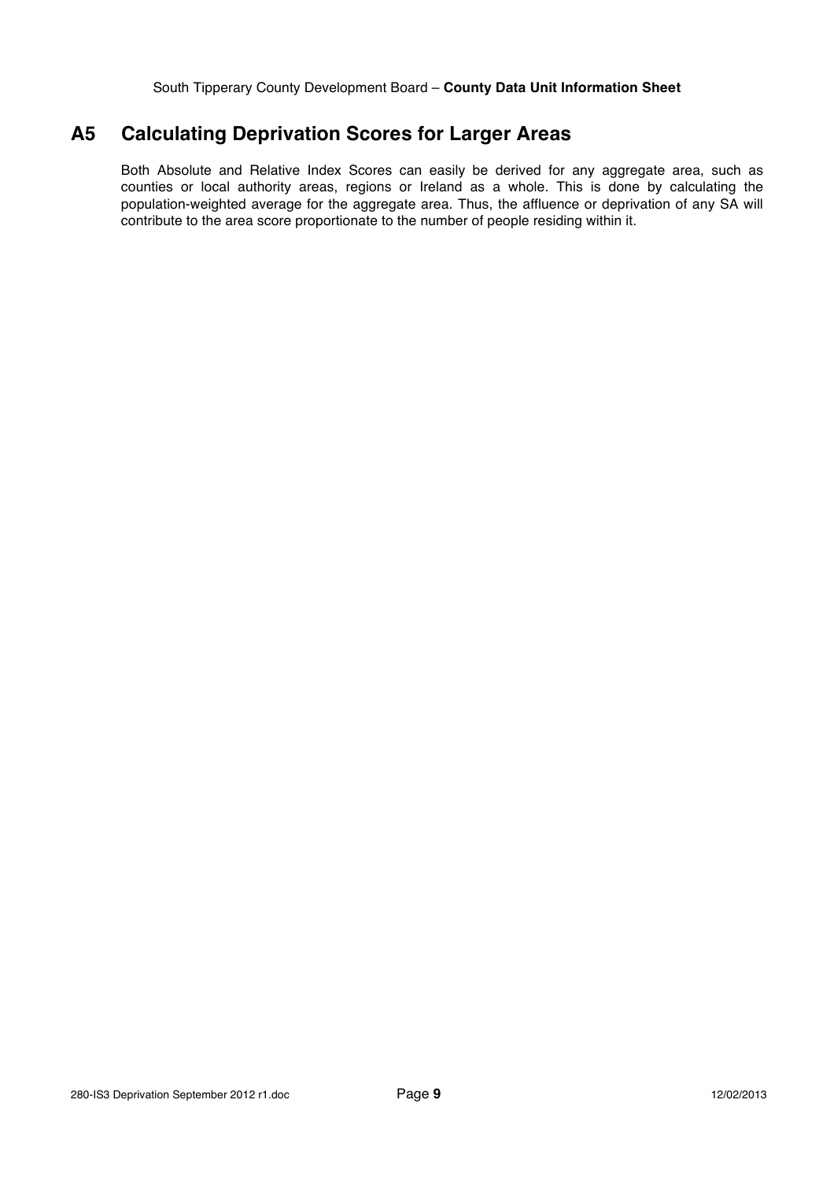## A5 Calculating Deprivation Scores for Larger Areas

Both Absolute and Relative Index Scores can easily be derived for any aggregate area, such as counties or local authority areas, regions or Ireland as a whole. This is done by calculating the population-weighted average for the aggregate area. Thus, the affluence or deprivation of any SA will contribute to the area score proportionate to the number of people residing within it.